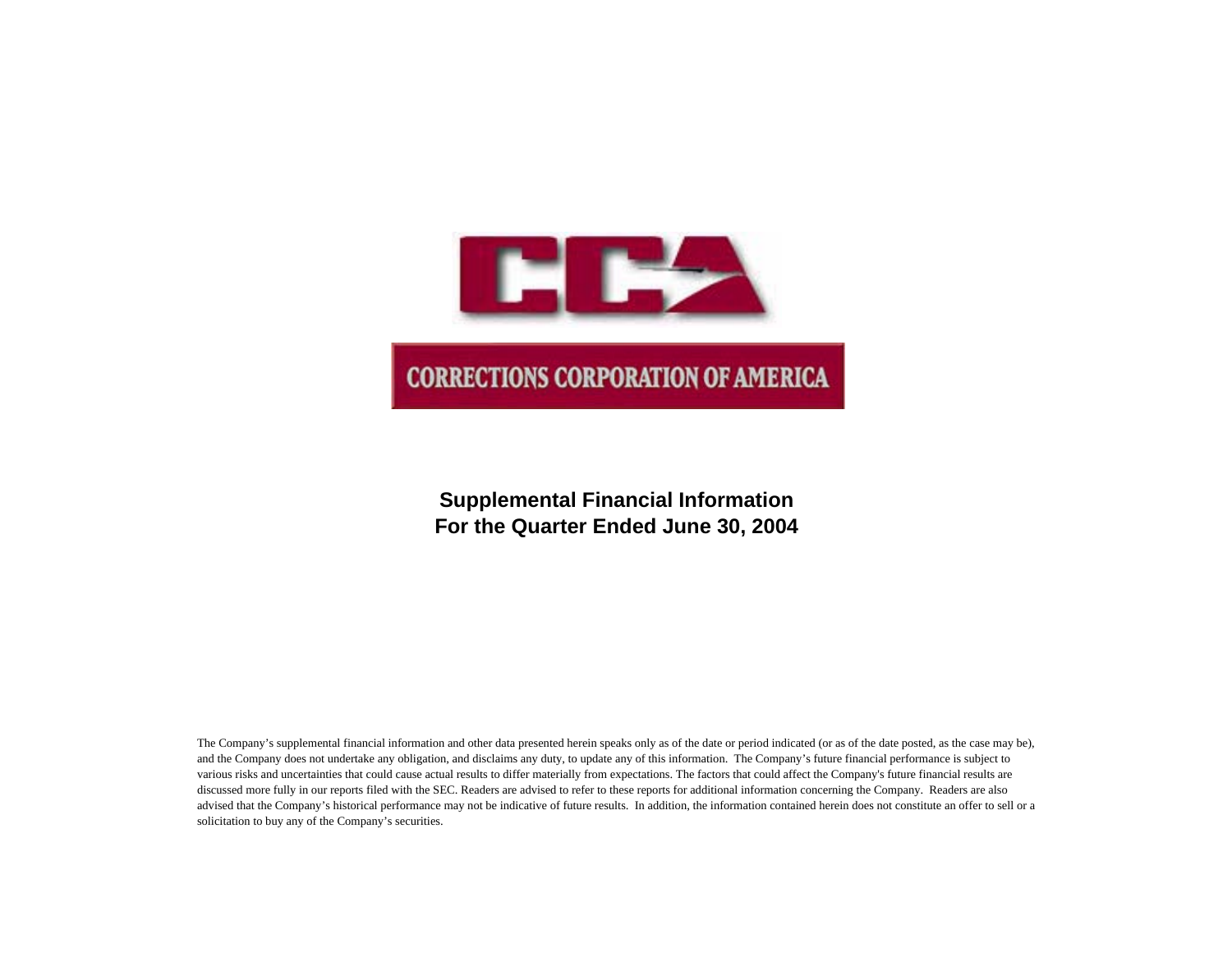CCA

CORRECTIONS CORPORATION OF AMERICA

# Supplemental Financial Information
# For the Quarter Ended June 30, 2004

The Company's supplemental financial information and other data presented herein speaks only as of the date or period indicated (or as of the date posted, as the case may be), and the Company does not undertake any obligation, and disclaims any duty, to update any of this information. The Company's future financial performance is subject to various risks and uncertainties that could cause actual results to differ materially from expectations. The factors that could affect the Company's future financial results are discussed more fully in our reports filed with the SEC. Readers are advised to refer to these reports for additional information concerning the Company. Readers are also advised that the Company's historical performance may not be indicative of future results. In addition, the information contained herein does not constitute an offer to sell or a solicitation to buy any of the Company's securities.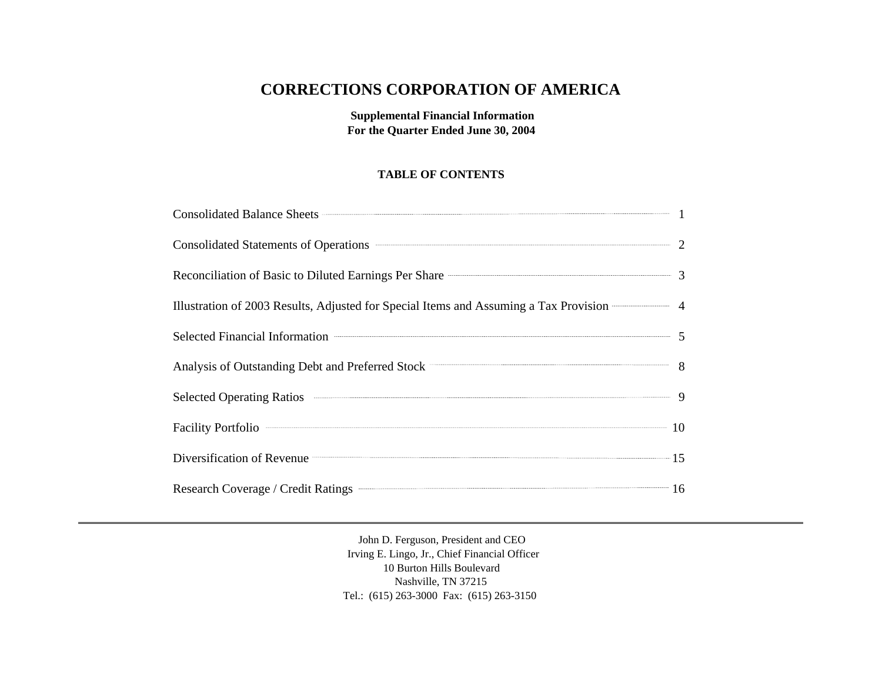# CORRECTIONS CORPORATION OF AMERICA

**Supplemental Financial Information**
**For the Quarter Ended June 30, 2004**

**TABLE OF CONTENTS**

| | |
|---|---|
| Consolidated Balance Sheets | 1 |
| Consolidated Statements of Operations | 2 |
| Reconciliation of Basic to Diluted Earnings Per Share | 3 |
| Illustration of 2003 Results, Adjusted for Special Items and Assuming a Tax Provision | 4 |
| Selected Financial Information | 5 |
| Analysis of Outstanding Debt and Preferred Stock | 8 |
| Selected Operating Ratios | 9 |
| Facility Portfolio | 10 |
| Diversification of Revenue | 15 |
| Research Coverage / Credit Ratings | 16 |

---

John D. Ferguson, President and CEO
Irving E. Lingo, Jr., Chief Financial Officer
10 Burton Hills Boulevard
Nashville, TN 37215
Tel.: (615) 263-3000 Fax: (615) 263-3150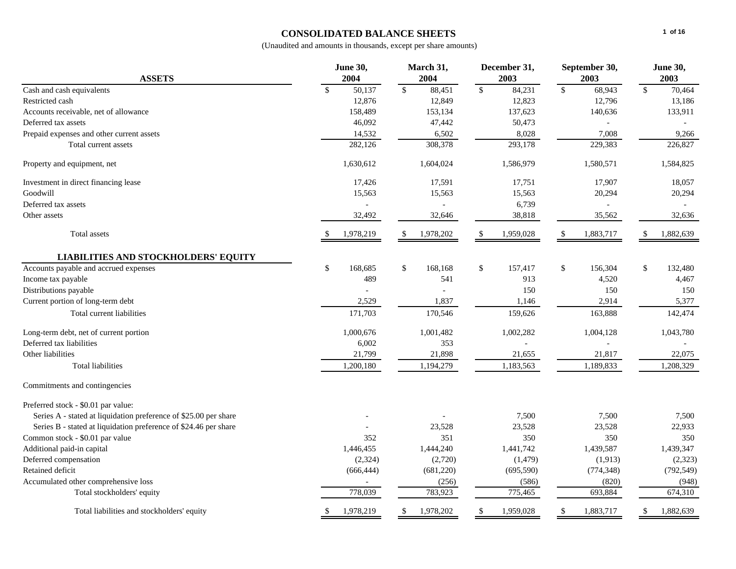# CONSOLIDATED BALANCE SHEETS

(Unaudited and amounts in thousands, except per share amounts)

| ASSETS | June 30, 2004 | March 31, 2004 | December 31, 2003 | September 30, 2003 | June 30, 2003 |
|---|---|---|---|---|---|
| Cash and cash equivalents | $ 50,137 | $ 88,451 | $ 84,231 | $ 68,943 | $ 70,464 |
| Restricted cash | 12,876 | 12,849 | 12,823 | 12,796 | 13,186 |
| Accounts receivable, net of allowance | 158,489 | 153,134 | 137,623 | 140,636 | 133,911 |
| Deferred tax assets | 46,092 | 47,442 | 50,473 | - | - |
| Prepaid expenses and other current assets | 14,532 | 6,502 | 8,028 | 7,008 | 9,266 |
| Total current assets | 282,126 | 308,378 | 293,178 | 229,383 | 226,827 |
| Property and equipment, net | 1,630,612 | 1,604,024 | 1,586,979 | 1,580,571 | 1,584,825 |
| Investment in direct financing lease | 17,426 | 17,591 | 17,751 | 17,907 | 18,057 |
| Goodwill | 15,563 | 15,563 | 15,563 | 20,294 | 20,294 |
| Deferred tax assets | - | - | 6,739 | - | - |
| Other assets | 32,492 | 32,646 | 38,818 | 35,562 | 32,636 |
| Total assets | $ 1,978,219 | $ 1,978,202 | $ 1,959,028 | $ 1,883,717 | $ 1,882,639 |
| **LIABILITIES AND STOCKHOLDERS' EQUITY** | | | | | |
| Accounts payable and accrued expenses | $ 168,685 | $ 168,168 | $ 157,417 | $ 156,304 | $ 132,480 |
| Income tax payable | 489 | 541 | 913 | 4,520 | 4,467 |
| Distributions payable | - | - | 150 | 150 | 150 |
| Current portion of long-term debt | 2,529 | 1,837 | 1,146 | 2,914 | 5,377 |
| Total current liabilities | 171,703 | 170,546 | 159,626 | 163,888 | 142,474 |
| Long-term debt, net of current portion | 1,000,676 | 1,001,482 | 1,002,282 | 1,004,128 | 1,043,780 |
| Deferred tax liabilities | 6,002 | 353 | - | - | - |
| Other liabilities | 21,799 | 21,898 | 21,655 | 21,817 | 22,075 |
| Total liabilities | 1,200,180 | 1,194,279 | 1,183,563 | 1,189,833 | 1,208,329 |
| Commitments and contingencies | | | | | |
| Preferred stock - $0.01 par value: | | | | | |
| Series A - stated at liquidation preference of $25.00 per share | - | - | 7,500 | 7,500 | 7,500 |
| Series B - stated at liquidation preference of $24.46 per share | - | 23,528 | 23,528 | 23,528 | 22,933 |
| Common stock - $0.01 par value | 352 | 351 | 350 | 350 | 350 |
| Additional paid-in capital | 1,446,455 | 1,444,240 | 1,441,742 | 1,439,587 | 1,439,347 |
| Deferred compensation | (2,324) | (2,720) | (1,479) | (1,913) | (2,323) |
| Retained deficit | (666,444) | (681,220) | (695,590) | (774,348) | (792,549) |
| Accumulated other comprehensive loss | - | (256) | (586) | (820) | (948) |
| Total stockholders' equity | 778,039 | 783,923 | 775,465 | 693,884 | 674,310 |
| Total liabilities and stockholders' equity | $ 1,978,219 | $ 1,978,202 | $ 1,959,028 | $ 1,883,717 | $ 1,882,639 |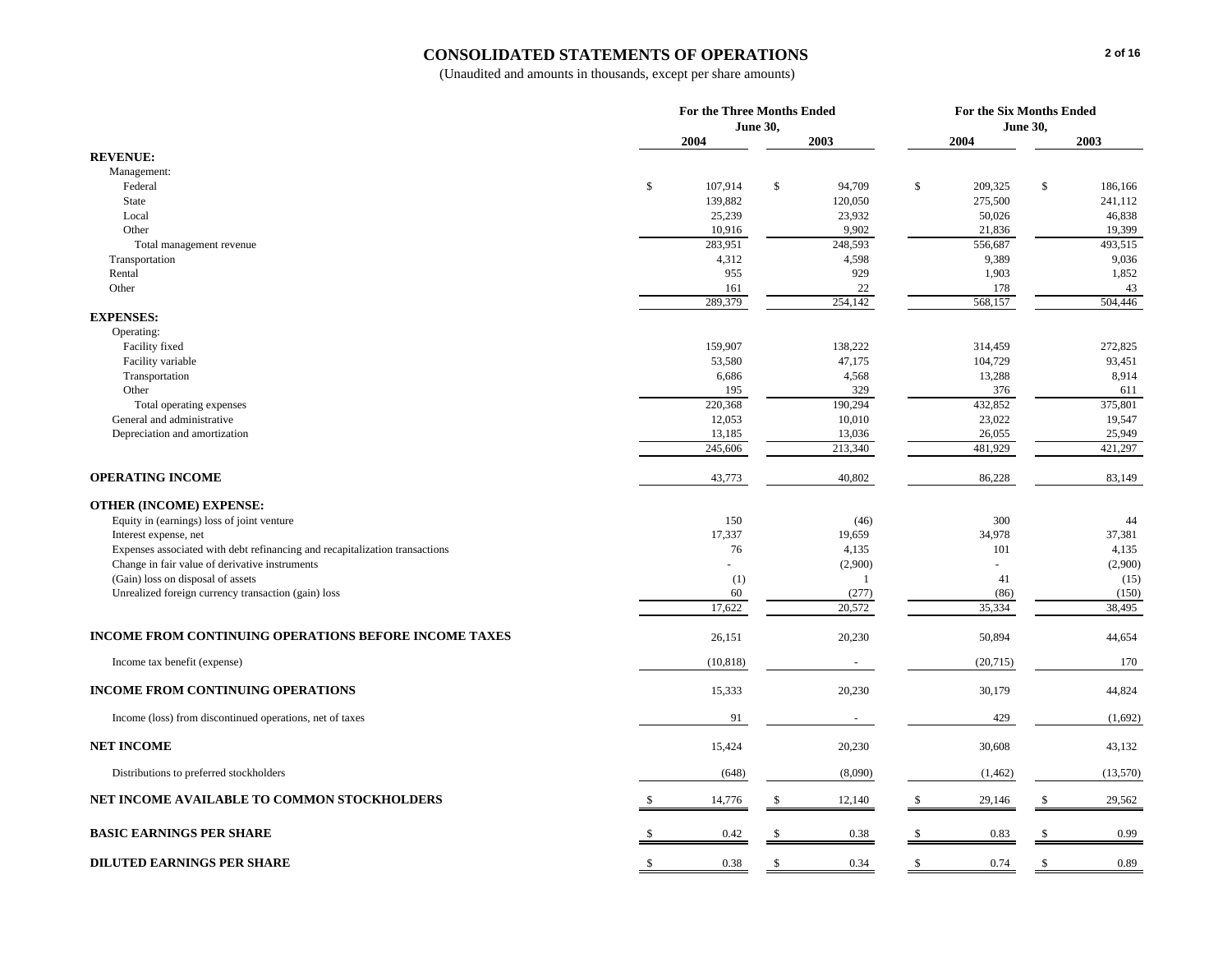# CONSOLIDATED STATEMENTS OF OPERATIONS

(Unaudited and amounts in thousands, except per share amounts)

| | For the Three Months Ended June 30, | | For the Six Months Ended June 30, | |
|---|---|---|---|---|
| | 2004 | 2003 | 2004 | 2003 |
| **REVENUE:** | | | | |
| Management: | | | | |
| Federal | $ 107,914 | $ 94,709 | $ 209,325 | $ 186,166 |
| State | 139,882 | 120,050 | 275,500 | 241,112 |
| Local | 25,239 | 23,932 | 50,026 | 46,838 |
| Other | 10,916 | 9,902 | 21,836 | 19,399 |
| Total management revenue | 283,951 | 248,593 | 556,687 | 493,515 |
| Transportation | 4,312 | 4,598 | 9,389 | 9,036 |
| Rental | 955 | 929 | 1,903 | 1,852 |
| Other | 161 | 22 | 178 | 43 |
| | 289,379 | 254,142 | 568,157 | 504,446 |
| **EXPENSES:** | | | | |
| Operating: | | | | |
| Facility fixed | 159,907 | 138,222 | 314,459 | 272,825 |
| Facility variable | 53,580 | 47,175 | 104,729 | 93,451 |
| Transportation | 6,686 | 4,568 | 13,288 | 8,914 |
| Other | 195 | 329 | 376 | 611 |
| Total operating expenses | 220,368 | 190,294 | 432,852 | 375,801 |
| General and administrative | 12,053 | 10,010 | 23,022 | 19,547 |
| Depreciation and amortization | 13,185 | 13,036 | 26,055 | 25,949 |
| | 245,606 | 213,340 | 481,929 | 421,297 |
| **OPERATING INCOME** | 43,773 | 40,802 | 86,228 | 83,149 |
| **OTHER (INCOME) EXPENSE:** | | | | |
| Equity in (earnings) loss of joint venture | 150 | (46) | 300 | 44 |
| Interest expense, net | 17,337 | 19,659 | 34,978 | 37,381 |
| Expenses associated with debt refinancing and recapitalization transactions | 76 | 4,135 | 101 | 4,135 |
| Change in fair value of derivative instruments | - | (2,900) | - | (2,900) |
| (Gain) loss on disposal of assets | (1) | 1 | 41 | (15) |
| Unrealized foreign currency transaction (gain) loss | 60 | (277) | (86) | (150) |
| | 17,622 | 20,572 | 35,334 | 38,495 |
| **INCOME FROM CONTINUING OPERATIONS BEFORE INCOME TAXES** | 26,151 | 20,230 | 50,894 | 44,654 |
| Income tax benefit (expense) | (10,818) | - | (20,715) | 170 |
| **INCOME FROM CONTINUING OPERATIONS** | 15,333 | 20,230 | 30,179 | 44,824 |
| Income (loss) from discontinued operations, net of taxes | 91 | - | 429 | (1,692) |
| **NET INCOME** | 15,424 | 20,230 | 30,608 | 43,132 |
| Distributions to preferred stockholders | (648) | (8,090) | (1,462) | (13,570) |
| **NET INCOME AVAILABLE TO COMMON STOCKHOLDERS** | $ 14,776 | $ 12,140 | $ 29,146 | $ 29,562 |
| **BASIC EARNINGS PER SHARE** | $ 0.42 | $ 0.38 | $ 0.83 | $ 0.99 |
| **DILUTED EARNINGS PER SHARE** | $ 0.38 | $ 0.34 | $ 0.74 | $ 0.89 |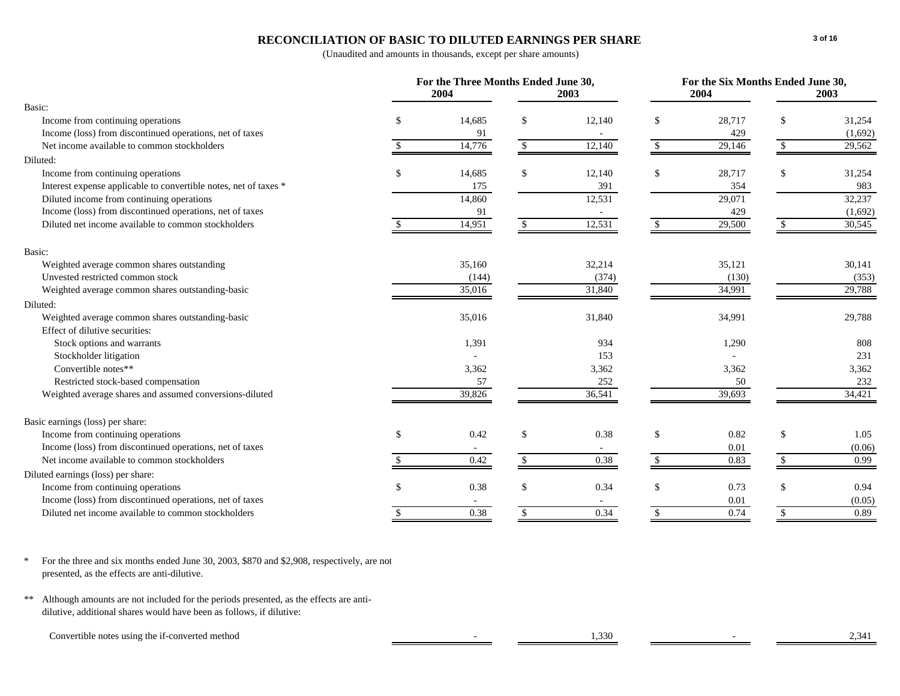# RECONCILIATION OF BASIC TO DILUTED EARNINGS PER SHARE

(Unaudited and amounts in thousands, except per share amounts)

| | For the Three Months Ended June 30, | | For the Six Months Ended June 30, | |
|---|---|---|---|---|
| | 2004 | 2003 | 2004 | 2003 |
| **Basic:** | | | | |
| Income from continuing operations | $ 14,685 | $ 12,140 | $ 28,717 | $ 31,254 |
| Income (loss) from discontinued operations, net of taxes | 91 | - | 429 | (1,692) |
| Net income available to common stockholders | $ 14,776 | $ 12,140 | $ 29,146 | $ 29,562 |
| **Diluted:** | | | | |
| Income from continuing operations | $ 14,685 | $ 12,140 | $ 28,717 | $ 31,254 |
| Interest expense applicable to convertible notes, net of taxes * | 175 | 391 | 354 | 983 |
| Diluted income from continuing operations | 14,860 | 12,531 | 29,071 | 32,237 |
| Income (loss) from discontinued operations, net of taxes | 91 | - | 429 | (1,692) |
| Diluted net income available to common stockholders | $ 14,951 | $ 12,531 | $ 29,500 | $ 30,545 |
| **Basic:** | | | | |
| Weighted average common shares outstanding | 35,160 | 32,214 | 35,121 | 30,141 |
| Unvested restricted common stock | (144) | (374) | (130) | (353) |
| Weighted average common shares outstanding-basic | 35,016 | 31,840 | 34,991 | 29,788 |
| **Diluted:** | | | | |
| Weighted average common shares outstanding-basic | 35,016 | 31,840 | 34,991 | 29,788 |
| Effect of dilutive securities: | | | | |
| Stock options and warrants | 1,391 | 934 | 1,290 | 808 |
| Stockholder litigation | - | 153 | - | 231 |
| Convertible notes** | 3,362 | 3,362 | 3,362 | 3,362 |
| Restricted stock-based compensation | 57 | 252 | 50 | 232 |
| Weighted average shares and assumed conversions-diluted | 39,826 | 36,541 | 39,693 | 34,421 |
| **Basic earnings (loss) per share:** | | | | |
| Income from continuing operations | $ 0.42 | $ 0.38 | $ 0.82 | $ 1.05 |
| Income (loss) from discontinued operations, net of taxes | - | - | 0.01 | (0.06) |
| Net income available to common stockholders | $ 0.42 | $ 0.38 | $ 0.83 | $ 0.99 |
| **Diluted earnings (loss) per share:** | | | | |
| Income from continuing operations | $ 0.38 | $ 0.34 | $ 0.73 | $ 0.94 |
| Income (loss) from discontinued operations, net of taxes | - | - | 0.01 | (0.05) |
| Diluted net income available to common stockholders | $ 0.38 | $ 0.34 | $ 0.74 | $ 0.89 |

\* For the three and six months ended June 30, 2003, $870 and $2,908, respectively, are not presented, as the effects are anti-dilutive.

\*\* Although amounts are not included for the periods presented, as the effects are anti-dilutive, additional shares would have been as follows, if dilutive:

| | 2004 (Three Months) | 2003 (Three Months) | 2004 (Six Months) | 2003 (Six Months) |
|---|---|---|---|---|
| Convertible notes using the if-converted method | - | 1,330 | - | 2,341 |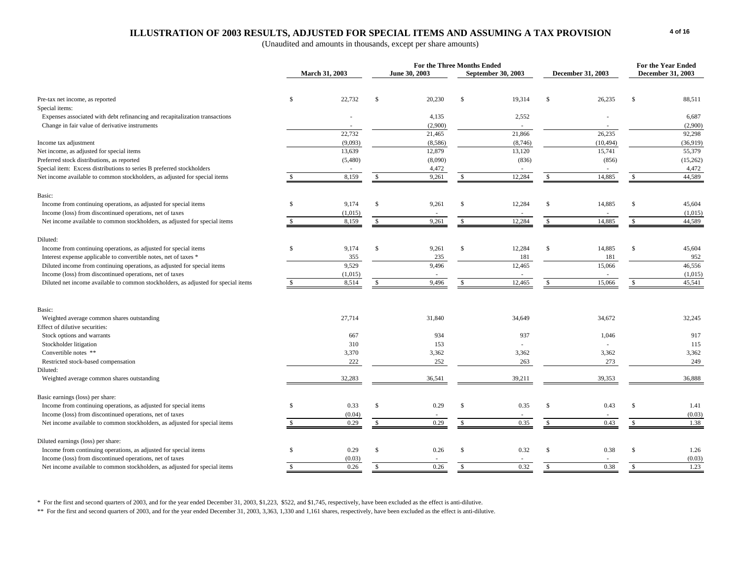## ILLUSTRATION OF 2003 RESULTS, ADJUSTED FOR SPECIAL ITEMS AND ASSUMING A TAX PROVISION

(Unaudited and amounts in thousands, except per share amounts)

| | For the Three Months Ended | | | | For the Year Ended |
|---|---|---|---|---|---|
| | March 31, 2003 | June 30, 2003 | September 30, 2003 | December 31, 2003 | December 31, 2003 |
| Pre-tax net income, as reported | $ 22,732 | $ 20,230 | $ 19,314 | $ 26,235 | $ 88,511 |
| Special items: | | | | | |
| Expenses associated with debt refinancing and recapitalization transactions | - | 4,135 | 2,552 | - | 6,687 |
| Change in fair value of derivative instruments | - | (2,900) | - | - | (2,900) |
| | 22,732 | 21,465 | 21,866 | 26,235 | 92,298 |
| Income tax adjustment | (9,093) | (8,586) | (8,746) | (10,494) | (36,919) |
| Net income, as adjusted for special items | 13,639 | 12,879 | 13,120 | 15,741 | 55,379 |
| Preferred stock distributions, as reported | (5,480) | (8,090) | (836) | (856) | (15,262) |
| Special item: Excess distributions to series B preferred stockholders | - | 4,472 | - | - | 4,472 |
| Net income available to common stockholders, as adjusted for special items | $ 8,159 | $ 9,261 | $ 12,284 | $ 14,885 | $ 44,589 |
| Basic: | | | | | |
| Income from continuing operations, as adjusted for special items | $ 9,174 | $ 9,261 | $ 12,284 | $ 14,885 | $ 45,604 |
| Income (loss) from discontinued operations, net of taxes | (1,015) | - | - | - | (1,015) |
| Net income available to common stockholders, as adjusted for special items | $ 8,159 | $ 9,261 | $ 12,284 | $ 14,885 | $ 44,589 |
| Diluted: | | | | | |
| Income from continuing operations, as adjusted for special items | $ 9,174 | $ 9,261 | $ 12,284 | $ 14,885 | $ 45,604 |
| Interest expense applicable to convertible notes, net of taxes * | 355 | 235 | 181 | 181 | 952 |
| Diluted income from continuing operations, as adjusted for special items | 9,529 | 9,496 | 12,465 | 15,066 | 46,556 |
| Income (loss) from discontinued operations, net of taxes | (1,015) | - | - | - | (1,015) |
| Diluted net income available to common stockholders, as adjusted for special items | $ 8,514 | $ 9,496 | $ 12,465 | $ 15,066 | $ 45,541 |
| Basic: | | | | | |
| Weighted average common shares outstanding | 27,714 | 31,840 | 34,649 | 34,672 | 32,245 |
| Effect of dilutive securities: | | | | | |
| Stock options and warrants | 667 | 934 | 937 | 1,046 | 917 |
| Stockholder litigation | 310 | 153 | - | - | 115 |
| Convertible notes ** | 3,370 | 3,362 | 3,362 | 3,362 | 3,362 |
| Restricted stock-based compensation | 222 | 252 | 263 | 273 | 249 |
| Diluted: | | | | | |
| Weighted average common shares outstanding | 32,283 | 36,541 | 39,211 | 39,353 | 36,888 |
| Basic earnings (loss) per share: | | | | | |
| Income from continuing operations, as adjusted for special items | $ 0.33 | $ 0.29 | $ 0.35 | $ 0.43 | $ 1.41 |
| Income (loss) from discontinued operations, net of taxes | (0.04) | - | - | - | (0.03) |
| Net income available to common stockholders, as adjusted for special items | $ 0.29 | $ 0.29 | $ 0.35 | $ 0.43 | $ 1.38 |
| Diluted earnings (loss) per share: | | | | | |
| Income from continuing operations, as adjusted for special items | $ 0.29 | $ 0.26 | $ 0.32 | $ 0.38 | $ 1.26 |
| Income (loss) from discontinued operations, net of taxes | (0.03) | - | - | - | (0.03) |
| Net income available to common stockholders, as adjusted for special items | $ 0.26 | $ 0.26 | $ 0.32 | $ 0.38 | $ 1.23 |

\* For the first and second quarters of 2003, and for the year ended December 31, 2003, $1,223, $522, and $1,745, respectively, have been excluded as the effect is anti-dilutive.

\*\* For the first and second quarters of 2003, and for the year ended December 31, 2003, 3,363, 1,330 and 1,161 shares, respectively, have been excluded as the effect is anti-dilutive.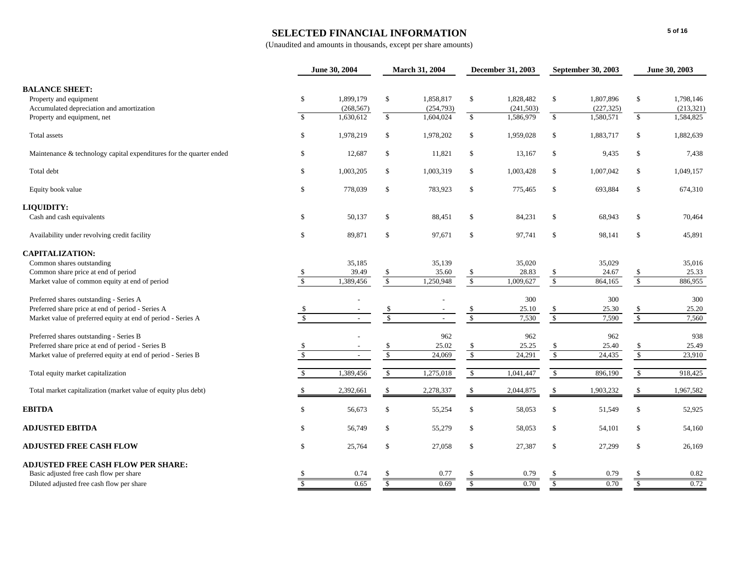# SELECTED FINANCIAL INFORMATION

(Unaudited and amounts in thousands, except per share amounts)

| | June 30, 2004 | March 31, 2004 | December 31, 2003 | September 30, 2003 | June 30, 2003 |
|---|---|---|---|---|---|
| **BALANCE SHEET:** | | | | | |
| Property and equipment | $ 1,899,179 | $ 1,858,817 | $ 1,828,482 | $ 1,807,896 | $ 1,798,146 |
| Accumulated depreciation and amortization | (268,567) | (254,793) | (241,503) | (227,325) | (213,321) |
| Property and equipment, net | $ 1,630,612 | $ 1,604,024 | $ 1,586,979 | $ 1,580,571 | $ 1,584,825 |
| Total assets | $ 1,978,219 | $ 1,978,202 | $ 1,959,028 | $ 1,883,717 | $ 1,882,639 |
| Maintenance & technology capital expenditures for the quarter ended | $ 12,687 | $ 11,821 | $ 13,167 | $ 9,435 | $ 7,438 |
| Total debt | $ 1,003,205 | $ 1,003,319 | $ 1,003,428 | $ 1,007,042 | $ 1,049,157 |
| Equity book value | $ 778,039 | $ 783,923 | $ 775,465 | $ 693,884 | $ 674,310 |
| **LIQUIDITY:** | | | | | |
| Cash and cash equivalents | $ 50,137 | $ 88,451 | $ 84,231 | $ 68,943 | $ 70,464 |
| Availability under revolving credit facility | $ 89,871 | $ 97,671 | $ 97,741 | $ 98,141 | $ 45,891 |
| **CAPITALIZATION:** | | | | | |
| Common shares outstanding | 35,185 | 35,139 | 35,020 | 35,029 | 35,016 |
| Common share price at end of period | $ 39.49 | $ 35.60 | $ 28.83 | $ 24.67 | $ 25.33 |
| Market value of common equity at end of period | $ 1,389,456 | $ 1,250,948 | $ 1,009,627 | $ 864,165 | $ 886,955 |
| Preferred shares outstanding - Series A | - | - | 300 | 300 | 300 |
| Preferred share price at end of period - Series A | $ - | $ - | $ 25.10 | $ 25.30 | $ 25.20 |
| Market value of preferred equity at end of period - Series A | $ - | $ - | $ 7,530 | $ 7,590 | $ 7,560 |
| Preferred shares outstanding - Series B | - | 962 | 962 | 962 | 938 |
| Preferred share price at end of period - Series B | $ - | $ 25.02 | $ 25.25 | $ 25.40 | $ 25.49 |
| Market value of preferred equity at end of period - Series B | $ - | $ 24,069 | $ 24,291 | $ 24,435 | $ 23,910 |
| Total equity market capitalization | $ 1,389,456 | $ 1,275,018 | $ 1,041,447 | $ 896,190 | $ 918,425 |
| Total market capitalization (market value of equity plus debt) | $ 2,392,661 | $ 2,278,337 | $ 2,044,875 | $ 1,903,232 | $ 1,967,582 |
| **EBITDA** | $ 56,673 | $ 55,254 | $ 58,053 | $ 51,549 | $ 52,925 |
| **ADJUSTED EBITDA** | $ 56,749 | $ 55,279 | $ 58,053 | $ 54,101 | $ 54,160 |
| **ADJUSTED FREE CASH FLOW** | $ 25,764 | $ 27,058 | $ 27,387 | $ 27,299 | $ 26,169 |
| **ADJUSTED FREE CASH FLOW PER SHARE:** | | | | | |
| Basic adjusted free cash flow per share | $ 0.74 | $ 0.77 | $ 0.79 | $ 0.79 | $ 0.82 |
| Diluted adjusted free cash flow per share | $ 0.65 | $ 0.69 | $ 0.70 | $ 0.70 | $ 0.72 |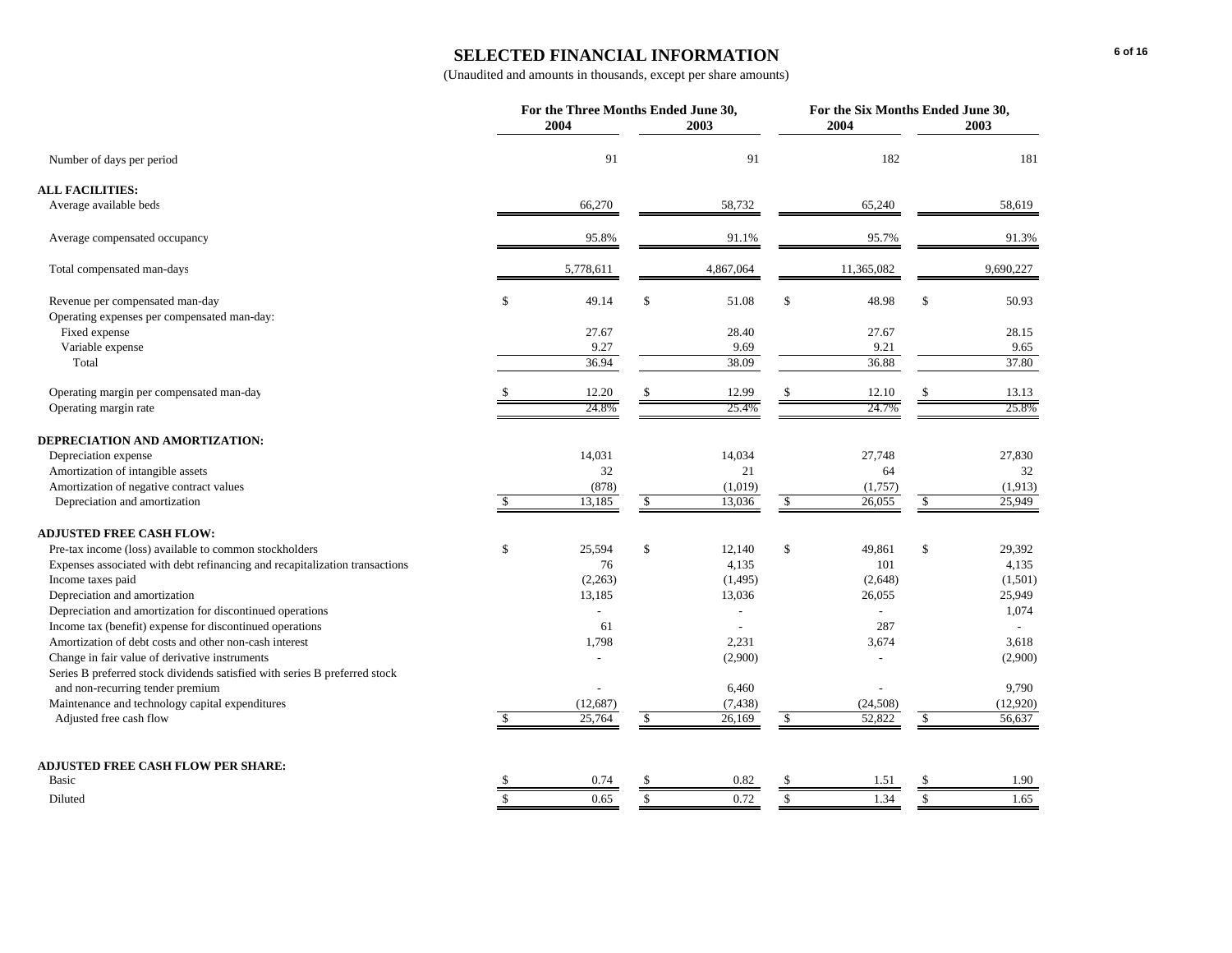# SELECTED FINANCIAL INFORMATION

(Unaudited and amounts in thousands, except per share amounts)

| | For the Three Months Ended June 30, | | For the Six Months Ended June 30, | |
|---|---|---|---|---|
| | 2004 | 2003 | 2004 | 2003 |
| Number of days per period | 91 | 91 | 182 | 181 |
| **ALL FACILITIES:** | | | | |
| Average available beds | 66,270 | 58,732 | 65,240 | 58,619 |
| Average compensated occupancy | 95.8% | 91.1% | 95.7% | 91.3% |
| Total compensated man-days | 5,778,611 | 4,867,064 | 11,365,082 | 9,690,227 |
| Revenue per compensated man-day | $ 49.14 | $ 51.08 | $ 48.98 | $ 50.93 |
| Operating expenses per compensated man-day: | | | | |
| Fixed expense | 27.67 | 28.40 | 27.67 | 28.15 |
| Variable expense | 9.27 | 9.69 | 9.21 | 9.65 |
| Total | 36.94 | 38.09 | 36.88 | 37.80 |
| Operating margin per compensated man-day | $ 12.20 | $ 12.99 | $ 12.10 | $ 13.13 |
| Operating margin rate | 24.8% | 25.4% | 24.7% | 25.8% |
| **DEPRECIATION AND AMORTIZATION:** | | | | |
| Depreciation expense | 14,031 | 14,034 | 27,748 | 27,830 |
| Amortization of intangible assets | 32 | 21 | 64 | 32 |
| Amortization of negative contract values | (878) | (1,019) | (1,757) | (1,913) |
| Depreciation and amortization | $ 13,185 | $ 13,036 | $ 26,055 | $ 25,949 |
| **ADJUSTED FREE CASH FLOW:** | | | | |
| Pre-tax income (loss) available to common stockholders | $ 25,594 | $ 12,140 | $ 49,861 | $ 29,392 |
| Expenses associated with debt refinancing and recapitalization transactions | 76 | 4,135 | 101 | 4,135 |
| Income taxes paid | (2,263) | (1,495) | (2,648) | (1,501) |
| Depreciation and amortization | 13,185 | 13,036 | 26,055 | 25,949 |
| Depreciation and amortization for discontinued operations | - | - | - | 1,074 |
| Income tax (benefit) expense for discontinued operations | 61 | - | 287 | - |
| Amortization of debt costs and other non-cash interest | 1,798 | 2,231 | 3,674 | 3,618 |
| Change in fair value of derivative instruments | - | (2,900) | - | (2,900) |
| Series B preferred stock dividends satisfied with series B preferred stock and non-recurring tender premium | - | 6,460 | - | 9,790 |
| Maintenance and technology capital expenditures | (12,687) | (7,438) | (24,508) | (12,920) |
| Adjusted free cash flow | $ 25,764 | $ 26,169 | $ 52,822 | $ 56,637 |
| **ADJUSTED FREE CASH FLOW PER SHARE:** | | | | |
| Basic | $ 0.74 | $ 0.82 | $ 1.51 | $ 1.90 |
| Diluted | $ 0.65 | $ 0.72 | $ 1.34 | $ 1.65 |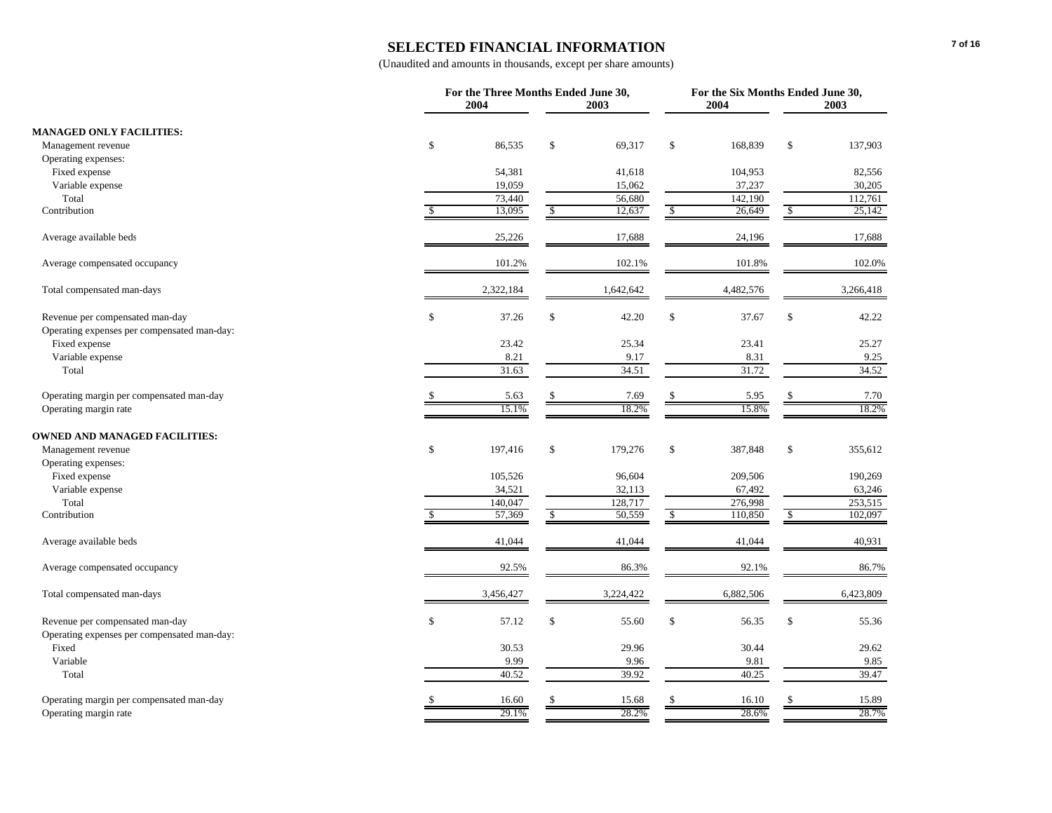# SELECTED FINANCIAL INFORMATION

(Unaudited and amounts in thousands, except per share amounts)

| | For the Three Months Ended June 30, | | For the Six Months Ended June 30, | |
|---|---|---|---|---|
| | 2004 | 2003 | 2004 | 2003 |
| **MANAGED ONLY FACILITIES:** | | | | |
| Management revenue | $ 86,535 | $ 69,317 | $ 168,839 | $ 137,903 |
| Operating expenses: | | | | |
| Fixed expense | 54,381 | 41,618 | 104,953 | 82,556 |
| Variable expense | 19,059 | 15,062 | 37,237 | 30,205 |
| Total | 73,440 | 56,680 | 142,190 | 112,761 |
| Contribution | $ 13,095 | $ 12,637 | $ 26,649 | $ 25,142 |
| Average available beds | 25,226 | 17,688 | 24,196 | 17,688 |
| Average compensated occupancy | 101.2% | 102.1% | 101.8% | 102.0% |
| Total compensated man-days | 2,322,184 | 1,642,642 | 4,482,576 | 3,266,418 |
| Revenue per compensated man-day | $ 37.26 | $ 42.20 | $ 37.67 | $ 42.22 |
| Operating expenses per compensated man-day: | | | | |
| Fixed expense | 23.42 | 25.34 | 23.41 | 25.27 |
| Variable expense | 8.21 | 9.17 | 8.31 | 9.25 |
| Total | 31.63 | 34.51 | 31.72 | 34.52 |
| Operating margin per compensated man-day | $ 5.63 | $ 7.69 | $ 5.95 | $ 7.70 |
| Operating margin rate | 15.1% | 18.2% | 15.8% | 18.2% |
| **OWNED AND MANAGED FACILITIES:** | | | | |
| Management revenue | $ 197,416 | $ 179,276 | $ 387,848 | $ 355,612 |
| Operating expenses: | | | | |
| Fixed expense | 105,526 | 96,604 | 209,506 | 190,269 |
| Variable expense | 34,521 | 32,113 | 67,492 | 63,246 |
| Total | 140,047 | 128,717 | 276,998 | 253,515 |
| Contribution | $ 57,369 | $ 50,559 | $ 110,850 | $ 102,097 |
| Average available beds | 41,044 | 41,044 | 41,044 | 40,931 |
| Average compensated occupancy | 92.5% | 86.3% | 92.1% | 86.7% |
| Total compensated man-days | 3,456,427 | 3,224,422 | 6,882,506 | 6,423,809 |
| Revenue per compensated man-day | $ 57.12 | $ 55.60 | $ 56.35 | $ 55.36 |
| Operating expenses per compensated man-day: | | | | |
| Fixed | 30.53 | 29.96 | 30.44 | 29.62 |
| Variable | 9.99 | 9.96 | 9.81 | 9.85 |
| Total | 40.52 | 39.92 | 40.25 | 39.47 |
| Operating margin per compensated man-day | $ 16.60 | $ 15.68 | $ 16.10 | $ 15.89 |
| Operating margin rate | 29.1% | 28.2% | 28.6% | 28.7% |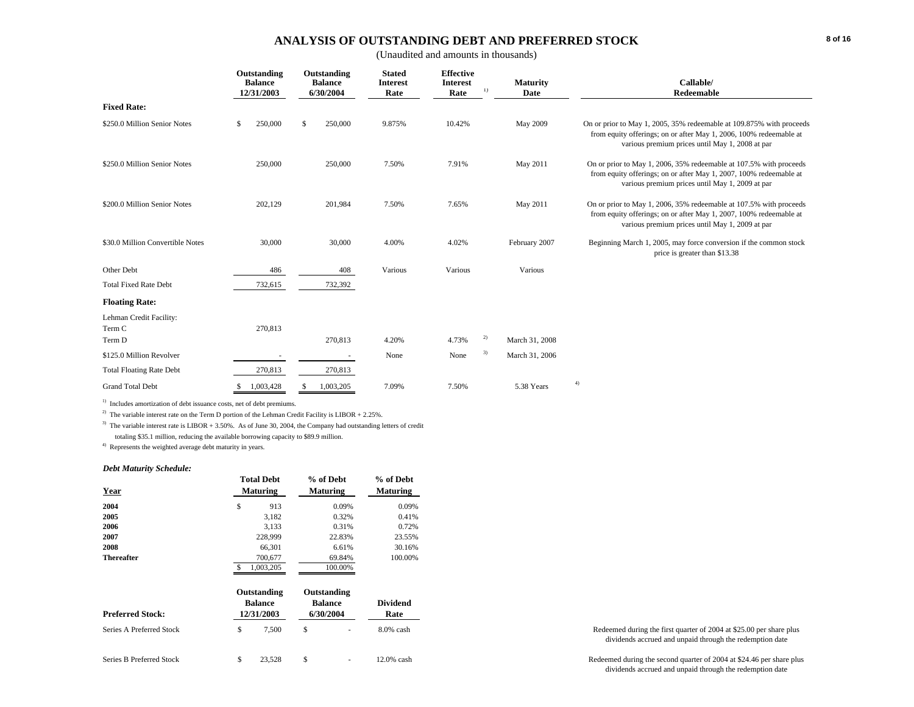# ANALYSIS OF OUTSTANDING DEBT AND PREFERRED STOCK

(Unaudited and amounts in thousands)

| | Outstanding Balance 12/31/2003 | Outstanding Balance 6/30/2004 | Stated Interest Rate | Effective Interest Rate [1] | Maturity Date | Callable/ Redeemable |
|---|---|---|---|---|---|---|
| **Fixed Rate:** | | | | | | |
| $250.0 Million Senior Notes | $ 250,000 | $ 250,000 | 9.875% | 10.42% | May 2009 | On or prior to May 1, 2005, 35% redeemable at 109.875% with proceeds from equity offerings; on or after May 1, 2006, 100% redeemable at various premium prices until May 1, 2008 at par |
| $250.0 Million Senior Notes | 250,000 | 250,000 | 7.50% | 7.91% | May 2011 | On or prior to May 1, 2006, 35% redeemable at 107.5% with proceeds from equity offerings; on or after May 1, 2007, 100% redeemable at various premium prices until May 1, 2009 at par |
| $200.0 Million Senior Notes | 202,129 | 201,984 | 7.50% | 7.65% | May 2011 | On or prior to May 1, 2006, 35% redeemable at 107.5% with proceeds from equity offerings; on or after May 1, 2007, 100% redeemable at various premium prices until May 1, 2009 at par |
| $30.0 Million Convertible Notes | 30,000 | 30,000 | 4.00% | 4.02% | February 2007 | Beginning March 1, 2005, may force conversion if the common stock price is greater than $13.38 |
| Other Debt | 486 | 408 | Various | Various | Various | |
| Total Fixed Rate Debt | 732,615 | 732,392 | | | | |
| **Floating Rate:** | | | | | | |
| Lehman Credit Facility: | | | | | | |
| Term C | 270,813 | | | | | |
| Term D | | 270,813 | 4.20% | 4.73% [2] | March 31, 2008 | |
| $125.0 Million Revolver | - | - | None | None [3] | March 31, 2006 | |
| Total Floating Rate Debt | 270,813 | 270,813 | | | | |
| Grand Total Debt | $ 1,003,428 | $ 1,003,205 | 7.09% | 7.50% | 5.38 Years [4] | |

[1] Includes amortization of debt issuance costs, net of debt premiums.

[2] The variable interest rate on the Term D portion of the Lehman Credit Facility is LIBOR + 2.25%.

[3] The variable interest rate is LIBOR + 3.50%. As of June 30, 2004, the Company had outstanding letters of credit totaling $35.1 million, reducing the available borrowing capacity to $89.9 million.

[4] Represents the weighted average debt maturity in years.

***Debt Maturity Schedule:***

| Year | Total Debt Maturing | % of Debt Maturing | % of Debt Maturing |
|---|---|---|---|
| **2004** | $ 913 | 0.09% | 0.09% |
| **2005** | 3,182 | 0.32% | 0.41% |
| **2006** | 3,133 | 0.31% | 0.72% |
| **2007** | 228,999 | 22.83% | 23.55% |
| **2008** | 66,301 | 6.61% | 30.16% |
| **Thereafter** | 700,677 | 69.84% | 100.00% |
| | $ 1,003,205 | 100.00% | |

| Preferred Stock: | Outstanding Balance 12/31/2003 | Outstanding Balance 6/30/2004 | Dividend Rate | |
|---|---|---|---|---|
| Series A Preferred Stock | $ 7,500 | $ - | 8.0% cash | Redeemed during the first quarter of 2004 at $25.00 per share plus dividends accrued and unpaid through the redemption date |
| Series B Preferred Stock | $ 23,528 | $ - | 12.0% cash | Redeemed during the second quarter of 2004 at $24.46 per share plus dividends accrued and unpaid through the redemption date |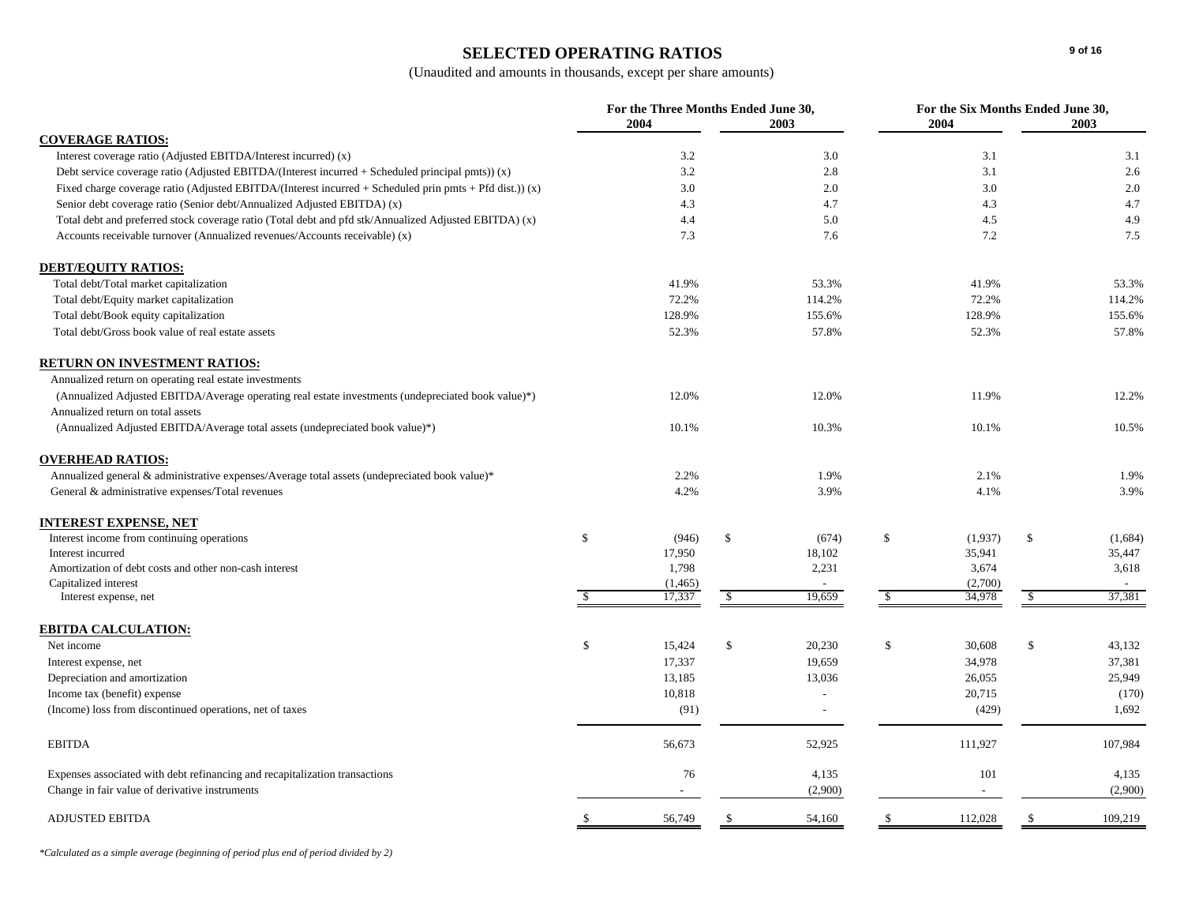# SELECTED OPERATING RATIOS

(Unaudited and amounts in thousands, except per share amounts)

| | For the Three Months Ended June 30, | | For the Six Months Ended June 30, | |
|---|---|---|---|---|
| | 2004 | 2003 | 2004 | 2003 |
| **COVERAGE RATIOS:** | | | | |
| Interest coverage ratio (Adjusted EBITDA/Interest incurred) (x) | 3.2 | 3.0 | 3.1 | 3.1 |
| Debt service coverage ratio (Adjusted EBITDA/(Interest incurred + Scheduled principal pmts)) (x) | 3.2 | 2.8 | 3.1 | 2.6 |
| Fixed charge coverage ratio (Adjusted EBITDA/(Interest incurred + Scheduled prin pmts + Pfd dist.)) (x) | 3.0 | 2.0 | 3.0 | 2.0 |
| Senior debt coverage ratio (Senior debt/Annualized Adjusted EBITDA) (x) | 4.3 | 4.7 | 4.3 | 4.7 |
| Total debt and preferred stock coverage ratio (Total debt and pfd stk/Annualized Adjusted EBITDA) (x) | 4.4 | 5.0 | 4.5 | 4.9 |
| Accounts receivable turnover (Annualized revenues/Accounts receivable) (x) | 7.3 | 7.6 | 7.2 | 7.5 |
| **DEBT/EQUITY RATIOS:** | | | | |
| Total debt/Total market capitalization | 41.9% | 53.3% | 41.9% | 53.3% |
| Total debt/Equity market capitalization | 72.2% | 114.2% | 72.2% | 114.2% |
| Total debt/Book equity capitalization | 128.9% | 155.6% | 128.9% | 155.6% |
| Total debt/Gross book value of real estate assets | 52.3% | 57.8% | 52.3% | 57.8% |
| **RETURN ON INVESTMENT RATIOS:** | | | | |
| Annualized return on operating real estate investments (Annualized Adjusted EBITDA/Average operating real estate investments (undepreciated book value)*) | 12.0% | 12.0% | 11.9% | 12.2% |
| Annualized return on total assets (Annualized Adjusted EBITDA/Average total assets (undepreciated book value)*) | 10.1% | 10.3% | 10.1% | 10.5% |
| **OVERHEAD RATIOS:** | | | | |
| Annualized general & administrative expenses/Average total assets (undepreciated book value)* | 2.2% | 1.9% | 2.1% | 1.9% |
| General & administrative expenses/Total revenues | 4.2% | 3.9% | 4.1% | 3.9% |
| **INTEREST EXPENSE, NET** | | | | |
| Interest income from continuing operations | $ (946) | $ (674) | $ (1,937) | $ (1,684) |
| Interest incurred | 17,950 | 18,102 | 35,941 | 35,447 |
| Amortization of debt costs and other non-cash interest | 1,798 | 2,231 | 3,674 | 3,618 |
| Capitalized interest | (1,465) | - | (2,700) | - |
| Interest expense, net | $ 17,337 | $ 19,659 | $ 34,978 | $ 37,381 |
| **EBITDA CALCULATION:** | | | | |
| Net income | $ 15,424 | $ 20,230 | $ 30,608 | $ 43,132 |
| Interest expense, net | 17,337 | 19,659 | 34,978 | 37,381 |
| Depreciation and amortization | 13,185 | 13,036 | 26,055 | 25,949 |
| Income tax (benefit) expense | 10,818 | - | 20,715 | (170) |
| (Income) loss from discontinued operations, net of taxes | (91) | - | (429) | 1,692 |
| EBITDA | 56,673 | 52,925 | 111,927 | 107,984 |
| Expenses associated with debt refinancing and recapitalization transactions | 76 | 4,135 | 101 | 4,135 |
| Change in fair value of derivative instruments | - | (2,900) | - | (2,900) |
| ADJUSTED EBITDA | $ 56,749 | $ 54,160 | $ 112,028 | $ 109,219 |

*Calculated as a simple average (beginning of period plus end of period divided by 2)*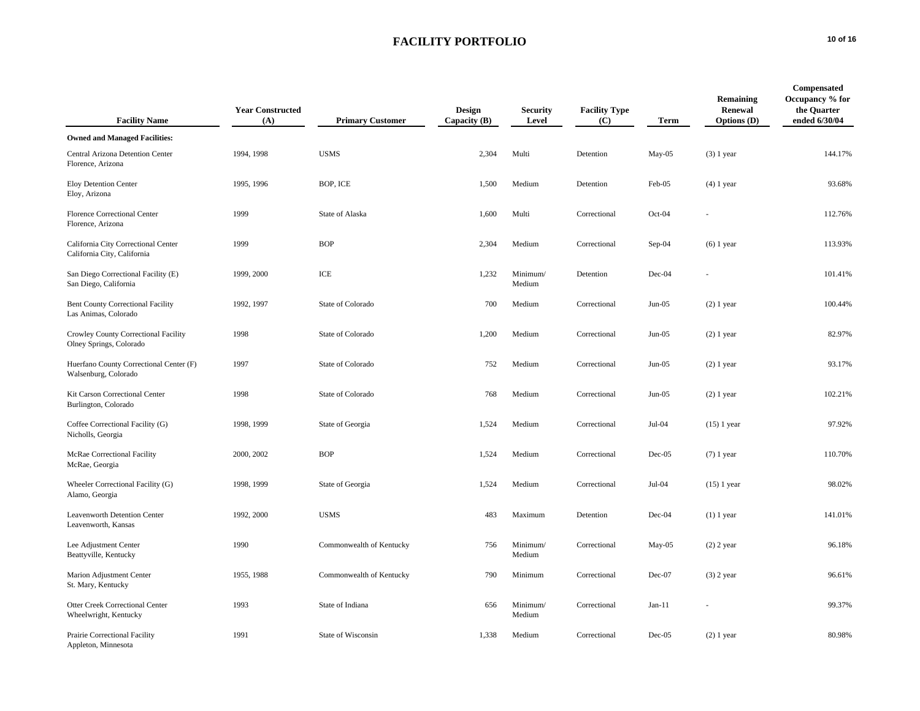# FACILITY PORTFOLIO

| Facility Name | Year Constructed (A) | Primary Customer | Design Capacity (B) | Security Level | Facility Type (C) | Term | Remaining Renewal Options (D) | Compensated Occupancy % for the Quarter ended 6/30/04 |
|---|---|---|---|---|---|---|---|---|
| **Owned and Managed Facilities:** | | | | | | | | |
| Central Arizona Detention Center<br>Florence, Arizona | 1994, 1998 | USMS | 2,304 | Multi | Detention | May-05 | (3) 1 year | 144.17% |
| Eloy Detention Center<br>Eloy, Arizona | 1995, 1996 | BOP, ICE | 1,500 | Medium | Detention | Feb-05 | (4) 1 year | 93.68% |
| Florence Correctional Center<br>Florence, Arizona | 1999 | State of Alaska | 1,600 | Multi | Correctional | Oct-04 | - | 112.76% |
| California City Correctional Center<br>California City, California | 1999 | BOP | 2,304 | Medium | Correctional | Sep-04 | (6) 1 year | 113.93% |
| San Diego Correctional Facility (E)<br>San Diego, California | 1999, 2000 | ICE | 1,232 | Minimum/ Medium | Detention | Dec-04 | - | 101.41% |
| Bent County Correctional Facility<br>Las Animas, Colorado | 1992, 1997 | State of Colorado | 700 | Medium | Correctional | Jun-05 | (2) 1 year | 100.44% |
| Crowley County Correctional Facility<br>Olney Springs, Colorado | 1998 | State of Colorado | 1,200 | Medium | Correctional | Jun-05 | (2) 1 year | 82.97% |
| Huerfano County Correctional Center (F)<br>Walsenburg, Colorado | 1997 | State of Colorado | 752 | Medium | Correctional | Jun-05 | (2) 1 year | 93.17% |
| Kit Carson Correctional Center<br>Burlington, Colorado | 1998 | State of Colorado | 768 | Medium | Correctional | Jun-05 | (2) 1 year | 102.21% |
| Coffee Correctional Facility (G)<br>Nicholls, Georgia | 1998, 1999 | State of Georgia | 1,524 | Medium | Correctional | Jul-04 | (15) 1 year | 97.92% |
| McRae Correctional Facility<br>McRae, Georgia | 2000, 2002 | BOP | 1,524 | Medium | Correctional | Dec-05 | (7) 1 year | 110.70% |
| Wheeler Correctional Facility (G)<br>Alamo, Georgia | 1998, 1999 | State of Georgia | 1,524 | Medium | Correctional | Jul-04 | (15) 1 year | 98.02% |
| Leavenworth Detention Center<br>Leavenworth, Kansas | 1992, 2000 | USMS | 483 | Maximum | Detention | Dec-04 | (1) 1 year | 141.01% |
| Lee Adjustment Center<br>Beattyville, Kentucky | 1990 | Commonwealth of Kentucky | 756 | Minimum/ Medium | Correctional | May-05 | (2) 2 year | 96.18% |
| Marion Adjustment Center<br>St. Mary, Kentucky | 1955, 1988 | Commonwealth of Kentucky | 790 | Minimum | Correctional | Dec-07 | (3) 2 year | 96.61% |
| Otter Creek Correctional Center<br>Wheelwright, Kentucky | 1993 | State of Indiana | 656 | Minimum/ Medium | Correctional | Jan-11 | - | 99.37% |
| Prairie Correctional Facility<br>Appleton, Minnesota | 1991 | State of Wisconsin | 1,338 | Medium | Correctional | Dec-05 | (2) 1 year | 80.98% |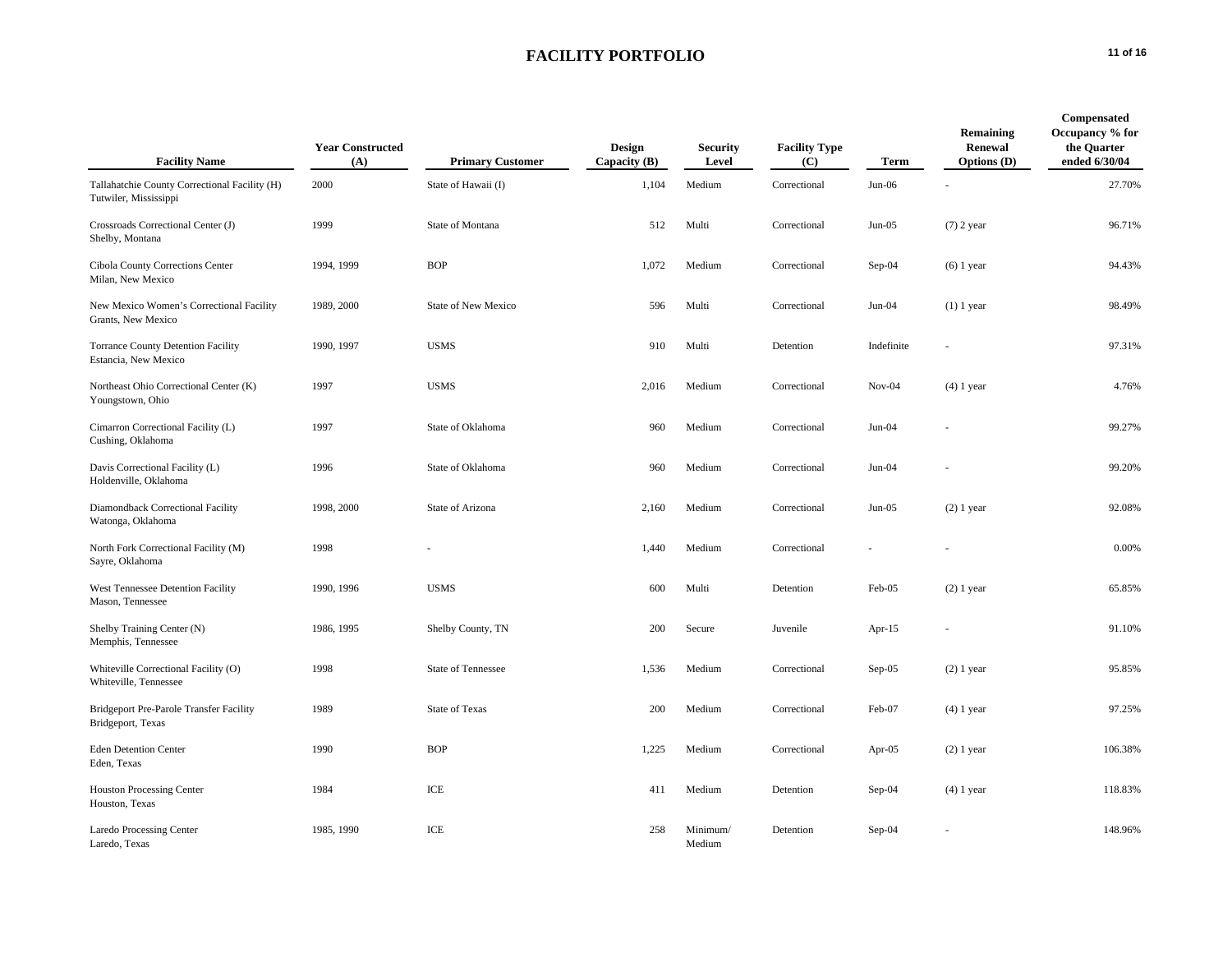# FACILITY PORTFOLIO

| Facility Name | Year Constructed (A) | Primary Customer | Design Capacity (B) | Security Level | Facility Type (C) | Term | Remaining Renewal Options (D) | Compensated Occupancy % for the Quarter ended 6/30/04 |
|---|---|---|---|---|---|---|---|---|
| Tallahatchie County Correctional Facility (H)<br>Tutwiler, Mississippi | 2000 | State of Hawaii (I) | 1,104 | Medium | Correctional | Jun-06 | - | 27.70% |
| Crossroads Correctional Center (J)<br>Shelby, Montana | 1999 | State of Montana | 512 | Multi | Correctional | Jun-05 | (7) 2 year | 96.71% |
| Cibola County Corrections Center<br>Milan, New Mexico | 1994, 1999 | BOP | 1,072 | Medium | Correctional | Sep-04 | (6) 1 year | 94.43% |
| New Mexico Women's Correctional Facility<br>Grants, New Mexico | 1989, 2000 | State of New Mexico | 596 | Multi | Correctional | Jun-04 | (1) 1 year | 98.49% |
| Torrance County Detention Facility<br>Estancia, New Mexico | 1990, 1997 | USMS | 910 | Multi | Detention | Indefinite | - | 97.31% |
| Northeast Ohio Correctional Center (K)<br>Youngstown, Ohio | 1997 | USMS | 2,016 | Medium | Correctional | Nov-04 | (4) 1 year | 4.76% |
| Cimarron Correctional Facility (L)<br>Cushing, Oklahoma | 1997 | State of Oklahoma | 960 | Medium | Correctional | Jun-04 | - | 99.27% |
| Davis Correctional Facility (L)<br>Holdenville, Oklahoma | 1996 | State of Oklahoma | 960 | Medium | Correctional | Jun-04 | - | 99.20% |
| Diamondback Correctional Facility<br>Watonga, Oklahoma | 1998, 2000 | State of Arizona | 2,160 | Medium | Correctional | Jun-05 | (2) 1 year | 92.08% |
| North Fork Correctional Facility (M)<br>Sayre, Oklahoma | 1998 | - | 1,440 | Medium | Correctional | - | - | 0.00% |
| West Tennessee Detention Facility<br>Mason, Tennessee | 1990, 1996 | USMS | 600 | Multi | Detention | Feb-05 | (2) 1 year | 65.85% |
| Shelby Training Center (N)<br>Memphis, Tennessee | 1986, 1995 | Shelby County, TN | 200 | Secure | Juvenile | Apr-15 | - | 91.10% |
| Whiteville Correctional Facility (O)<br>Whiteville, Tennessee | 1998 | State of Tennessee | 1,536 | Medium | Correctional | Sep-05 | (2) 1 year | 95.85% |
| Bridgeport Pre-Parole Transfer Facility<br>Bridgeport, Texas | 1989 | State of Texas | 200 | Medium | Correctional | Feb-07 | (4) 1 year | 97.25% |
| Eden Detention Center<br>Eden, Texas | 1990 | BOP | 1,225 | Medium | Correctional | Apr-05 | (2) 1 year | 106.38% |
| Houston Processing Center<br>Houston, Texas | 1984 | ICE | 411 | Medium | Detention | Sep-04 | (4) 1 year | 118.83% |
| Laredo Processing Center<br>Laredo, Texas | 1985, 1990 | ICE | 258 | Minimum/ Medium | Detention | Sep-04 | - | 148.96% |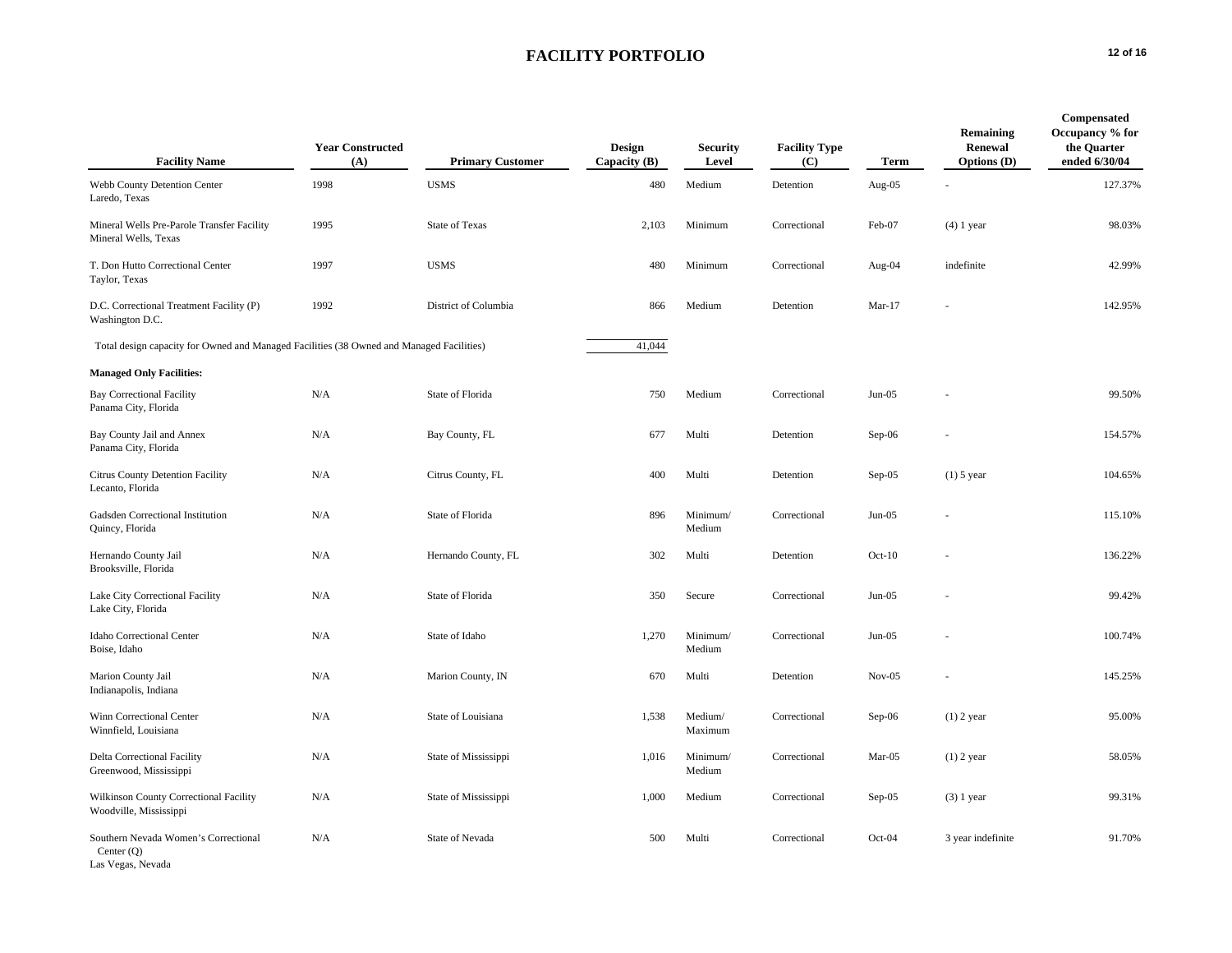# FACILITY PORTFOLIO

| Facility Name | Year Constructed (A) | Primary Customer | Design Capacity (B) | Security Level | Facility Type (C) | Term | Remaining Renewal Options (D) | Compensated Occupancy % for the Quarter ended 6/30/04 |
|---|---|---|---|---|---|---|---|---|
| Webb County Detention Center<br>Laredo, Texas | 1998 | USMS | 480 | Medium | Detention | Aug-05 | - | 127.37% |
| Mineral Wells Pre-Parole Transfer Facility<br>Mineral Wells, Texas | 1995 | State of Texas | 2,103 | Minimum | Correctional | Feb-07 | (4) 1 year | 98.03% |
| T. Don Hutto Correctional Center<br>Taylor, Texas | 1997 | USMS | 480 | Minimum | Correctional | Aug-04 | indefinite | 42.99% |
| D.C. Correctional Treatment Facility (P)<br>Washington D.C. | 1992 | District of Columbia | 866 | Medium | Detention | Mar-17 | - | 142.95% |
| Total design capacity for Owned and Managed Facilities (38 Owned and Managed Facilities) | | | 41,044 | | | | | |
| **Managed Only Facilities:** | | | | | | | | |
| Bay Correctional Facility<br>Panama City, Florida | N/A | State of Florida | 750 | Medium | Correctional | Jun-05 | - | 99.50% |
| Bay County Jail and Annex<br>Panama City, Florida | N/A | Bay County, FL | 677 | Multi | Detention | Sep-06 | - | 154.57% |
| Citrus County Detention Facility<br>Lecanto, Florida | N/A | Citrus County, FL | 400 | Multi | Detention | Sep-05 | (1) 5 year | 104.65% |
| Gadsden Correctional Institution<br>Quincy, Florida | N/A | State of Florida | 896 | Minimum/ Medium | Correctional | Jun-05 | - | 115.10% |
| Hernando County Jail<br>Brooksville, Florida | N/A | Hernando County, FL | 302 | Multi | Detention | Oct-10 | - | 136.22% |
| Lake City Correctional Facility<br>Lake City, Florida | N/A | State of Florida | 350 | Secure | Correctional | Jun-05 | - | 99.42% |
| Idaho Correctional Center<br>Boise, Idaho | N/A | State of Idaho | 1,270 | Minimum/ Medium | Correctional | Jun-05 | - | 100.74% |
| Marion County Jail<br>Indianapolis, Indiana | N/A | Marion County, IN | 670 | Multi | Detention | Nov-05 | - | 145.25% |
| Winn Correctional Center<br>Winnfield, Louisiana | N/A | State of Louisiana | 1,538 | Medium/ Maximum | Correctional | Sep-06 | (1) 2 year | 95.00% |
| Delta Correctional Facility<br>Greenwood, Mississippi | N/A | State of Mississippi | 1,016 | Minimum/ Medium | Correctional | Mar-05 | (1) 2 year | 58.05% |
| Wilkinson County Correctional Facility<br>Woodville, Mississippi | N/A | State of Mississippi | 1,000 | Medium | Correctional | Sep-05 | (3) 1 year | 99.31% |
| Southern Nevada Women's Correctional Center (Q)<br>Las Vegas, Nevada | N/A | State of Nevada | 500 | Multi | Correctional | Oct-04 | 3 year indefinite | 91.70% |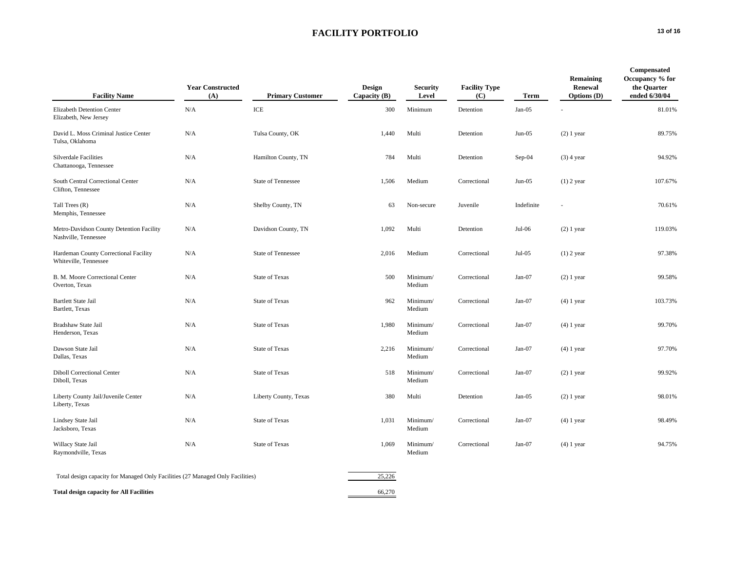# FACILITY PORTFOLIO

| Facility Name | Year Constructed (A) | Primary Customer | Design Capacity (B) | Security Level | Facility Type (C) | Term | Remaining Renewal Options (D) | Compensated Occupancy % for the Quarter ended 6/30/04 |
|---|---|---|---|---|---|---|---|---|
| Elizabeth Detention Center<br>Elizabeth, New Jersey | N/A | ICE | 300 | Minimum | Detention | Jan-05 | - | 81.01% |
| David L. Moss Criminal Justice Center<br>Tulsa, Oklahoma | N/A | Tulsa County, OK | 1,440 | Multi | Detention | Jun-05 | (2) 1 year | 89.75% |
| Silverdale Facilities<br>Chattanooga, Tennessee | N/A | Hamilton County, TN | 784 | Multi | Detention | Sep-04 | (3) 4 year | 94.92% |
| South Central Correctional Center<br>Clifton, Tennessee | N/A | State of Tennessee | 1,506 | Medium | Correctional | Jun-05 | (1) 2 year | 107.67% |
| Tall Trees (R)<br>Memphis, Tennessee | N/A | Shelby County, TN | 63 | Non-secure | Juvenile | Indefinite | - | 70.61% |
| Metro-Davidson County Detention Facility<br>Nashville, Tennessee | N/A | Davidson County, TN | 1,092 | Multi | Detention | Jul-06 | (2) 1 year | 119.03% |
| Hardeman County Correctional Facility<br>Whiteville, Tennessee | N/A | State of Tennessee | 2,016 | Medium | Correctional | Jul-05 | (1) 2 year | 97.38% |
| B. M. Moore Correctional Center<br>Overton, Texas | N/A | State of Texas | 500 | Minimum/ Medium | Correctional | Jan-07 | (2) 1 year | 99.58% |
| Bartlett State Jail<br>Bartlett, Texas | N/A | State of Texas | 962 | Minimum/ Medium | Correctional | Jan-07 | (4) 1 year | 103.73% |
| Bradshaw State Jail<br>Henderson, Texas | N/A | State of Texas | 1,980 | Minimum/ Medium | Correctional | Jan-07 | (4) 1 year | 99.70% |
| Dawson State Jail<br>Dallas, Texas | N/A | State of Texas | 2,216 | Minimum/ Medium | Correctional | Jan-07 | (4) 1 year | 97.70% |
| Diboll Correctional Center<br>Diboll, Texas | N/A | State of Texas | 518 | Minimum/ Medium | Correctional | Jan-07 | (2) 1 year | 99.92% |
| Liberty County Jail/Juvenile Center<br>Liberty, Texas | N/A | Liberty County, Texas | 380 | Multi | Detention | Jan-05 | (2) 1 year | 98.01% |
| Lindsey State Jail<br>Jacksboro, Texas | N/A | State of Texas | 1,031 | Minimum/ Medium | Correctional | Jan-07 | (4) 1 year | 98.49% |
| Willacy State Jail<br>Raymondville, Texas | N/A | State of Texas | 1,069 | Minimum/ Medium | Correctional | Jan-07 | (4) 1 year | 94.75% |
| Total design capacity for Managed Only Facilities (27 Managed Only Facilities) | | | 25,226 | | | | | |
| **Total design capacity for All Facilities** | | | 66,270 | | | | | |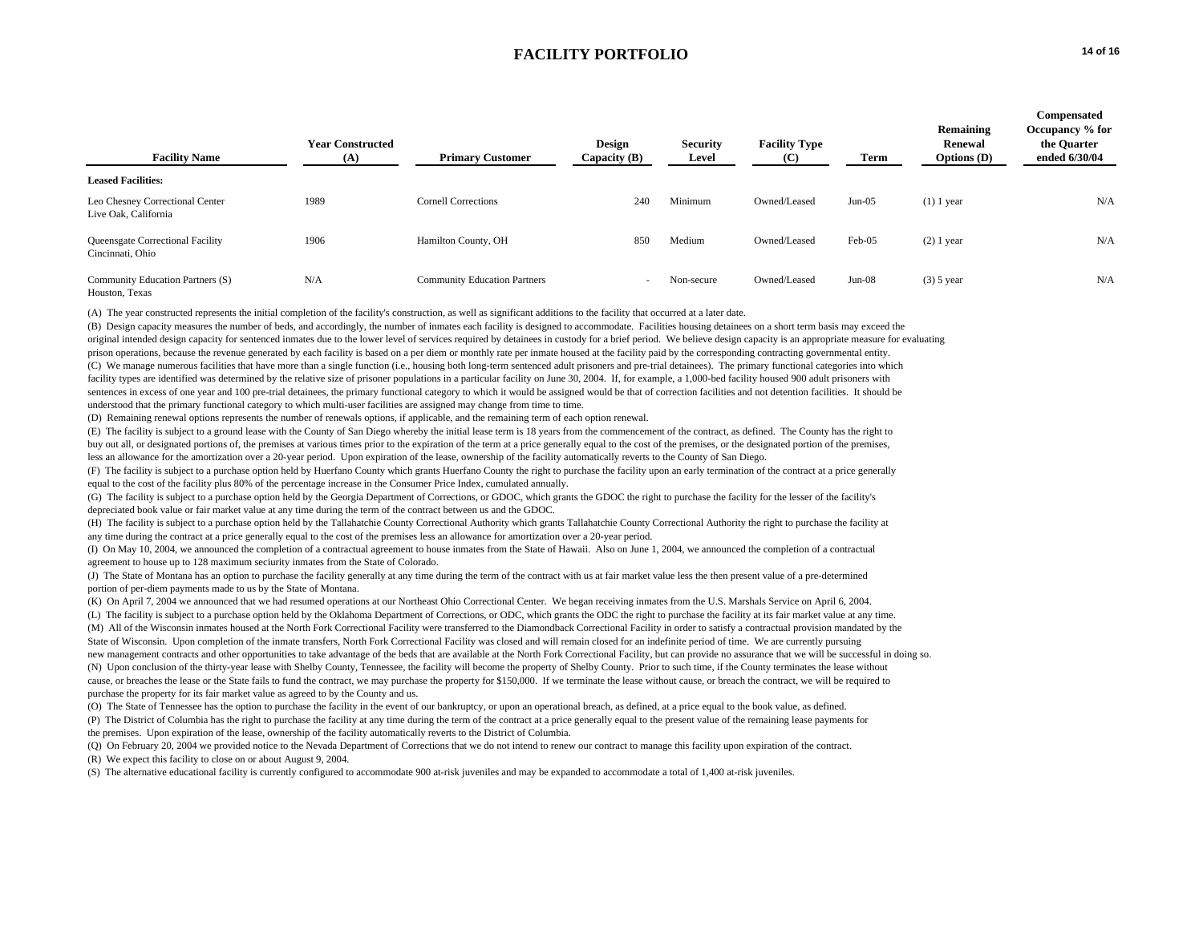# FACILITY PORTFOLIO

| Facility Name | Year Constructed (A) | Primary Customer | Design Capacity (B) | Security Level | Facility Type (C) | Term | Remaining Renewal Options (D) | Compensated Occupancy % for the Quarter ended 6/30/04 |
|---|---|---|---|---|---|---|---|---|
| **Leased Facilities:** | | | | | | | | |
| Leo Chesney Correctional Center<br>Live Oak, California | 1989 | Cornell Corrections | 240 | Minimum | Owned/Leased | Jun-05 | (1) 1 year | N/A |
| Queensgate Correctional Facility<br>Cincinnati, Ohio | 1906 | Hamilton County, OH | 850 | Medium | Owned/Leased | Feb-05 | (2) 1 year | N/A |
| Community Education Partners (S)<br>Houston, Texas | N/A | Community Education Partners | - | Non-secure | Owned/Leased | Jun-08 | (3) 5 year | N/A |

(A) The year constructed represents the initial completion of the facility's construction, as well as significant additions to the facility that occurred at a later date.

(B) Design capacity measures the number of beds, and accordingly, the number of inmates each facility is designed to accommodate. Facilities housing detainees on a short term basis may exceed the original intended design capacity for sentenced inmates due to the lower level of services required by detainees in custody for a brief period. We believe design capacity is an appropriate measure for evaluating prison operations, because the revenue generated by each facility is based on a per diem or monthly rate per inmate housed at the facility paid by the corresponding contracting governmental entity.

(C) We manage numerous facilities that have more than a single function (i.e., housing both long-term sentenced adult prisoners and pre-trial detainees). The primary functional categories into which facility types are identified was determined by the relative size of prisoner populations in a particular facility on June 30, 2004. If, for example, a 1,000-bed facility housed 900 adult prisoners with sentences in excess of one year and 100 pre-trial detainees, the primary functional category to which it would be assigned would be that of correction facilities and not detention facilities. It should be understood that the primary functional category to which multi-user facilities are assigned may change from time to time.

(D) Remaining renewal options represents the number of renewals options, if applicable, and the remaining term of each option renewal.

(E) The facility is subject to a ground lease with the County of San Diego whereby the initial lease term is 18 years from the commencement of the contract, as defined. The County has the right to buy out all, or designated portions of, the premises at various times prior to the expiration of the term at a price generally equal to the cost of the premises, or the designated portion of the premises, less an allowance for the amortization over a 20-year period. Upon expiration of the lease, ownership of the facility automatically reverts to the County of San Diego.

(F) The facility is subject to a purchase option held by Huerfano County which grants Huerfano County the right to purchase the facility upon an early termination of the contract at a price generally equal to the cost of the facility plus 80% of the percentage increase in the Consumer Price Index, cumulated annually.

(G) The facility is subject to a purchase option held by the Georgia Department of Corrections, or GDOC, which grants the GDOC the right to purchase the facility for the lesser of the facility's depreciated book value or fair market value at any time during the term of the contract between us and the GDOC.

(H) The facility is subject to a purchase option held by the Tallahatchie County Correctional Authority which grants Tallahatchie County Correctional Authority the right to purchase the facility at any time during the contract at a price generally equal to the cost of the premises less an allowance for amortization over a 20-year period.

(I) On May 10, 2004, we announced the completion of a contractual agreement to house inmates from the State of Hawaii. Also on June 1, 2004, we announced the completion of a contractual agreement to house up to 128 maximum seciurity inmates from the State of Colorado.

(J) The State of Montana has an option to purchase the facility generally at any time during the term of the contract with us at fair market value less the then present value of a pre-determined portion of per-diem payments made to us by the State of Montana.

(K) On April 7, 2004 we announced that we had resumed operations at our Northeast Ohio Correctional Center. We began receiving inmates from the U.S. Marshals Service on April 6, 2004.

(L) The facility is subject to a purchase option held by the Oklahoma Department of Corrections, or ODC, which grants the ODC the right to purchase the facility at its fair market value at any time.

(M) All of the Wisconsin inmates housed at the North Fork Correctional Facility were transferred to the Diamondback Correctional Facility in order to satisfy a contractual provision mandated by the State of Wisconsin. Upon completion of the inmate transfers, North Fork Correctional Facility was closed and will remain closed for an indefinite period of time. We are currently pursuing new management contracts and other opportunities to take advantage of the beds that are available at the North Fork Correctional Facility, but can provide no assurance that we will be successful in doing so.

(N) Upon conclusion of the thirty-year lease with Shelby County, Tennessee, the facility will become the property of Shelby County. Prior to such time, if the County terminates the lease without cause, or breaches the lease or the State fails to fund the contract, we may purchase the property for $150,000. If we terminate the lease without cause, or breach the contract, we will be required to purchase the property for its fair market value as agreed to by the County and us.

(O) The State of Tennessee has the option to purchase the facility in the event of our bankruptcy, or upon an operational breach, as defined, at a price equal to the book value, as defined.

(P) The District of Columbia has the right to purchase the facility at any time during the term of the contract at a price generally equal to the present value of the remaining lease payments for the premises. Upon expiration of the lease, ownership of the facility automatically reverts to the District of Columbia.

(Q) On February 20, 2004 we provided notice to the Nevada Department of Corrections that we do not intend to renew our contract to manage this facility upon expiration of the contract.

(R) We expect this facility to close on or about August 9, 2004.

(S) The alternative educational facility is currently configured to accommodate 900 at-risk juveniles and may be expanded to accommodate a total of 1,400 at-risk juveniles.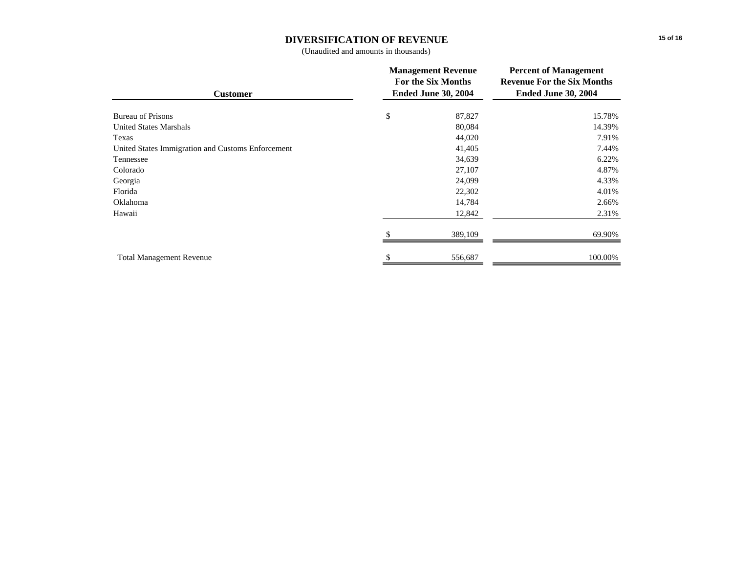# DIVERSIFICATION OF REVENUE

(Unaudited and amounts in thousands)

| Customer | Management Revenue For the Six Months Ended June 30, 2004 | Percent of Management Revenue For the Six Months Ended June 30, 2004 |
|---|---|---|
| Bureau of Prisons | $ 87,827 | 15.78% |
| United States Marshals | 80,084 | 14.39% |
| Texas | 44,020 | 7.91% |
| United States Immigration and Customs Enforcement | 41,405 | 7.44% |
| Tennessee | 34,639 | 6.22% |
| Colorado | 27,107 | 4.87% |
| Georgia | 24,099 | 4.33% |
| Florida | 22,302 | 4.01% |
| Oklahoma | 14,784 | 2.66% |
| Hawaii | 12,842 | 2.31% |
| | $ 389,109 | 69.90% |
| Total Management Revenue | $ 556,687 | 100.00% |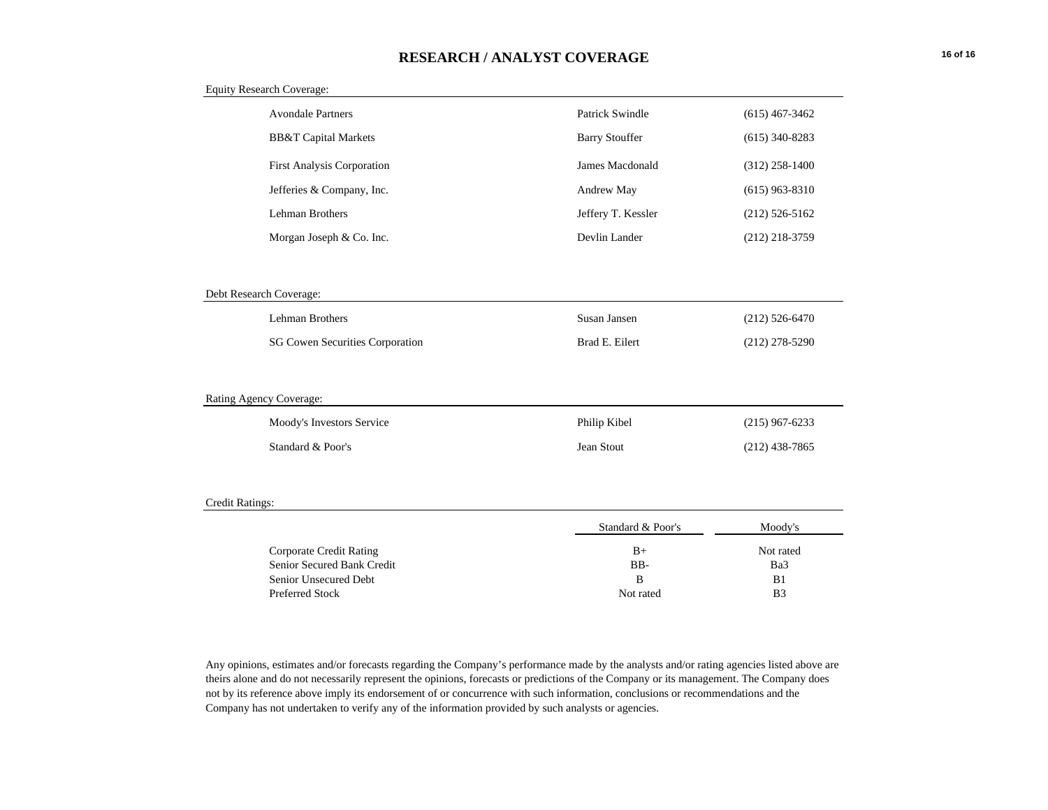# RESEARCH / ANALYST COVERAGE

Equity Research Coverage:

| | | |
|---|---|---|
| Avondale Partners | Patrick Swindle | (615) 467-3462 |
| BB&T Capital Markets | Barry Stouffer | (615) 340-8283 |
| First Analysis Corporation | James Macdonald | (312) 258-1400 |
| Jefferies & Company, Inc. | Andrew May | (615) 963-8310 |
| Lehman Brothers | Jeffery T. Kessler | (212) 526-5162 |
| Morgan Joseph & Co. Inc. | Devlin Lander | (212) 218-3759 |

Debt Research Coverage:

| | | |
|---|---|---|
| Lehman Brothers | Susan Jansen | (212) 526-6470 |
| SG Cowen Securities Corporation | Brad E. Eilert | (212) 278-5290 |

Rating Agency Coverage:

| | | |
|---|---|---|
| Moody's Investors Service | Philip Kibel | (215) 967-6233 |
| Standard & Poor's | Jean Stout | (212) 438-7865 |

Credit Ratings:

| | Standard & Poor's | Moody's |
|---|---|---|
| Corporate Credit Rating | B+ | Not rated |
| Senior Secured Bank Credit | BB- | Ba3 |
| Senior Unsecured Debt | B | B1 |
| Preferred Stock | Not rated | B3 |

Any opinions, estimates and/or forecasts regarding the Company's performance made by the analysts and/or rating agencies listed above are theirs alone and do not necessarily represent the opinions, forecasts or predictions of the Company or its management. The Company does not by its reference above imply its endorsement of or concurrence with such information, conclusions or recommendations and the Company has not undertaken to verify any of the information provided by such analysts or agencies.